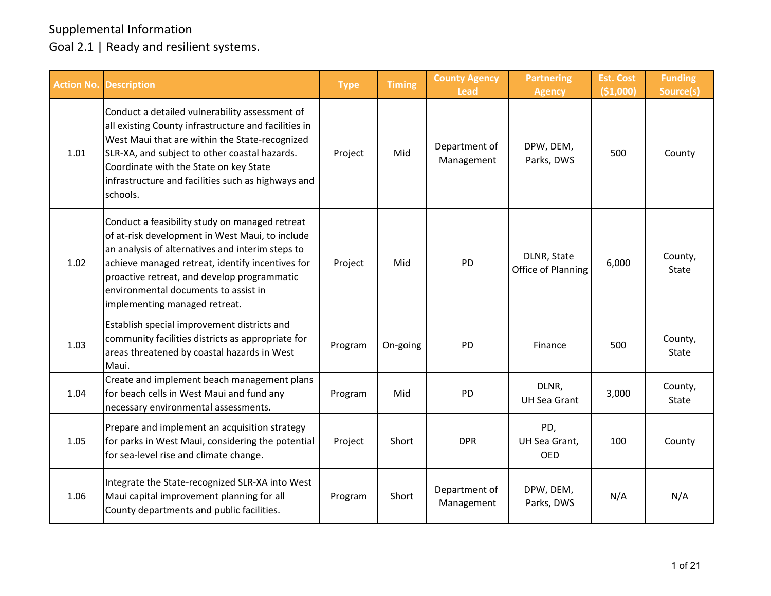Supplemental Information

Goal 2.1 | Ready and resilient systems.

| Action No. | Description | Type | Timing | County Agency Lead | Partnering Agency | Est. Cost ($1,000) | Funding Source(s) |
|---|---|---|---|---|---|---|---|
| 1.01 | Conduct a detailed vulnerability assessment of all existing County infrastructure and facilities in West Maui that are within the State-recognized SLR-XA, and subject to other coastal hazards. Coordinate with the State on key State infrastructure and facilities such as highways and schools. | Project | Mid | Department of Management | DPW, DEM, Parks, DWS | 500 | County |
| 1.02 | Conduct a feasibility study on managed retreat of at-risk development in West Maui, to include an analysis of alternatives and interim steps to achieve managed retreat, identify incentives for proactive retreat, and develop programmatic environmental documents to assist in implementing managed retreat. | Project | Mid | PD | DLNR, State Office of Planning | 6,000 | County, State |
| 1.03 | Establish special improvement districts and community facilities districts as appropriate for areas threatened by coastal hazards in West Maui. | Program | On-going | PD | Finance | 500 | County, State |
| 1.04 | Create and implement beach management plans for beach cells in West Maui and fund any necessary environmental assessments. | Program | Mid | PD | DLNR, UH Sea Grant | 3,000 | County, State |
| 1.05 | Prepare and implement an acquisition strategy for parks in West Maui, considering the potential for sea-level rise and climate change. | Project | Short | DPR | PD, UH Sea Grant, OED | 100 | County |
| 1.06 | Integrate the State-recognized SLR-XA into West Maui capital improvement planning for all County departments and public facilities. | Program | Short | Department of Management | DPW, DEM, Parks, DWS | N/A | N/A |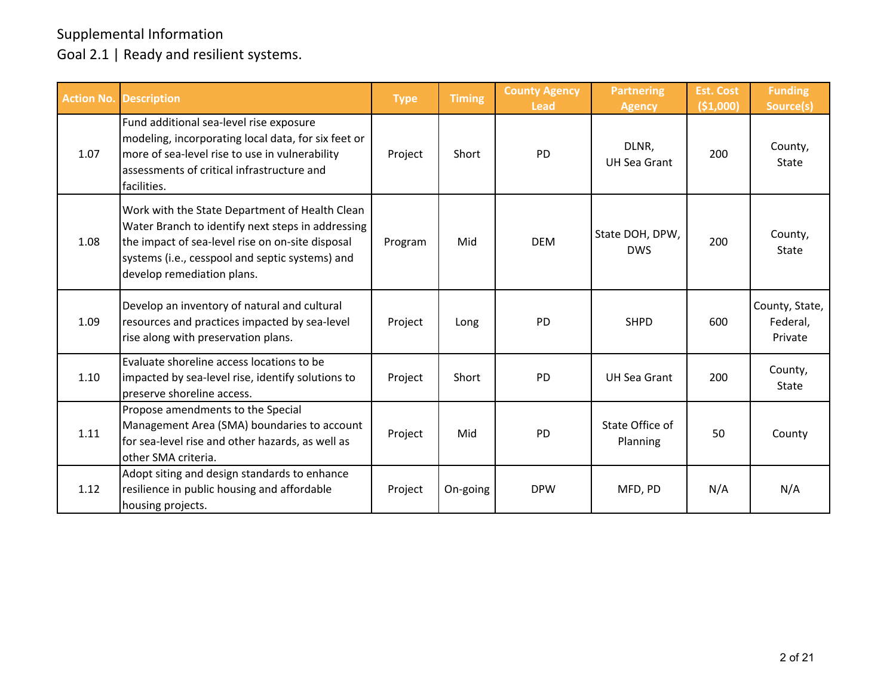Supplemental Information

Goal 2.1 | Ready and resilient systems.

| Action No. | Description | Type | Timing | County Agency Lead | Partnering Agency | Est. Cost ($1,000) | Funding Source(s) |
|---|---|---|---|---|---|---|---|
| 1.07 | Fund additional sea-level rise exposure modeling, incorporating local data, for six feet or more of sea-level rise to use in vulnerability assessments of critical infrastructure and facilities. | Project | Short | PD | DLNR, UH Sea Grant | 200 | County, State |
| 1.08 | Work with the State Department of Health Clean Water Branch to identify next steps in addressing the impact of sea-level rise on on-site disposal systems (i.e., cesspool and septic systems) and develop remediation plans. | Program | Mid | DEM | State DOH, DPW, DWS | 200 | County, State |
| 1.09 | Develop an inventory of natural and cultural resources and practices impacted by sea-level rise along with preservation plans. | Project | Long | PD | SHPD | 600 | County, State, Federal, Private |
| 1.10 | Evaluate shoreline access locations to be impacted by sea-level rise, identify solutions to preserve shoreline access. | Project | Short | PD | UH Sea Grant | 200 | County, State |
| 1.11 | Propose amendments to the Special Management Area (SMA) boundaries to account for sea-level rise and other hazards, as well as other SMA criteria. | Project | Mid | PD | State Office of Planning | 50 | County |
| 1.12 | Adopt siting and design standards to enhance resilience in public housing and affordable housing projects. | Project | On-going | DPW | MFD, PD | N/A | N/A |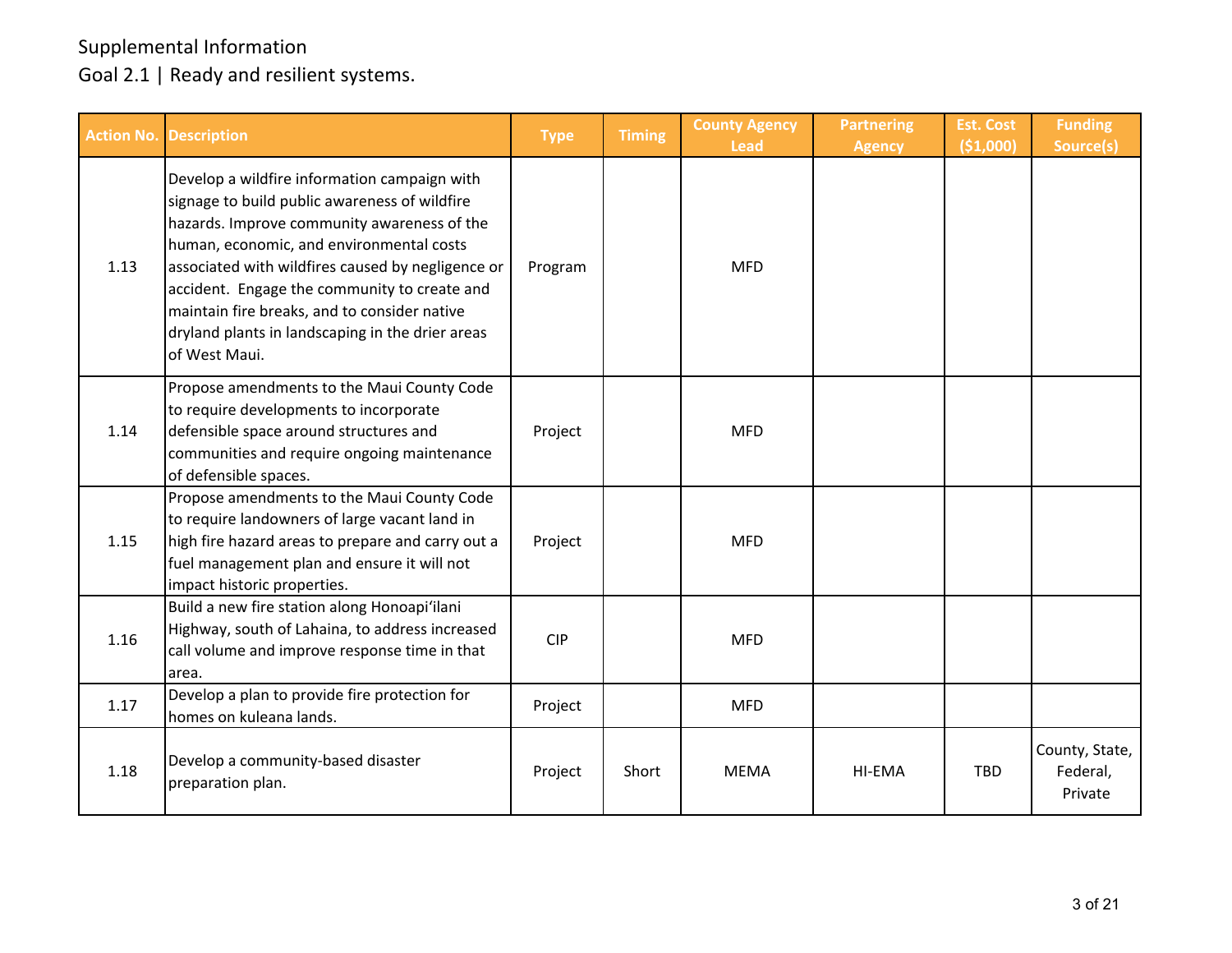Supplemental Information

Goal 2.1 | Ready and resilient systems.

| Action No. | Description | Type | Timing | County Agency Lead | Partnering Agency | Est. Cost ($1,000) | Funding Source(s) |
|---|---|---|---|---|---|---|---|
| 1.13 | Develop a wildfire information campaign with signage to build public awareness of wildfire hazards. Improve community awareness of the human, economic, and environmental costs associated with wildfires caused by negligence or accident. Engage the community to create and maintain fire breaks, and to consider native dryland plants in landscaping in the drier areas of West Maui. | Program | | MFD | | | |
| 1.14 | Propose amendments to the Maui County Code to require developments to incorporate defensible space around structures and communities and require ongoing maintenance of defensible spaces. | Project | | MFD | | | |
| 1.15 | Propose amendments to the Maui County Code to require landowners of large vacant land in high fire hazard areas to prepare and carry out a fuel management plan and ensure it will not impact historic properties. | Project | | MFD | | | |
| 1.16 | Build a new fire station along Honoapiʻilani Highway, south of Lahaina, to address increased call volume and improve response time in that area. | CIP | | MFD | | | |
| 1.17 | Develop a plan to provide fire protection for homes on kuleana lands. | Project | | MFD | | | |
| 1.18 | Develop a community-based disaster preparation plan. | Project | Short | MEMA | HI-EMA | TBD | County, State, Federal, Private |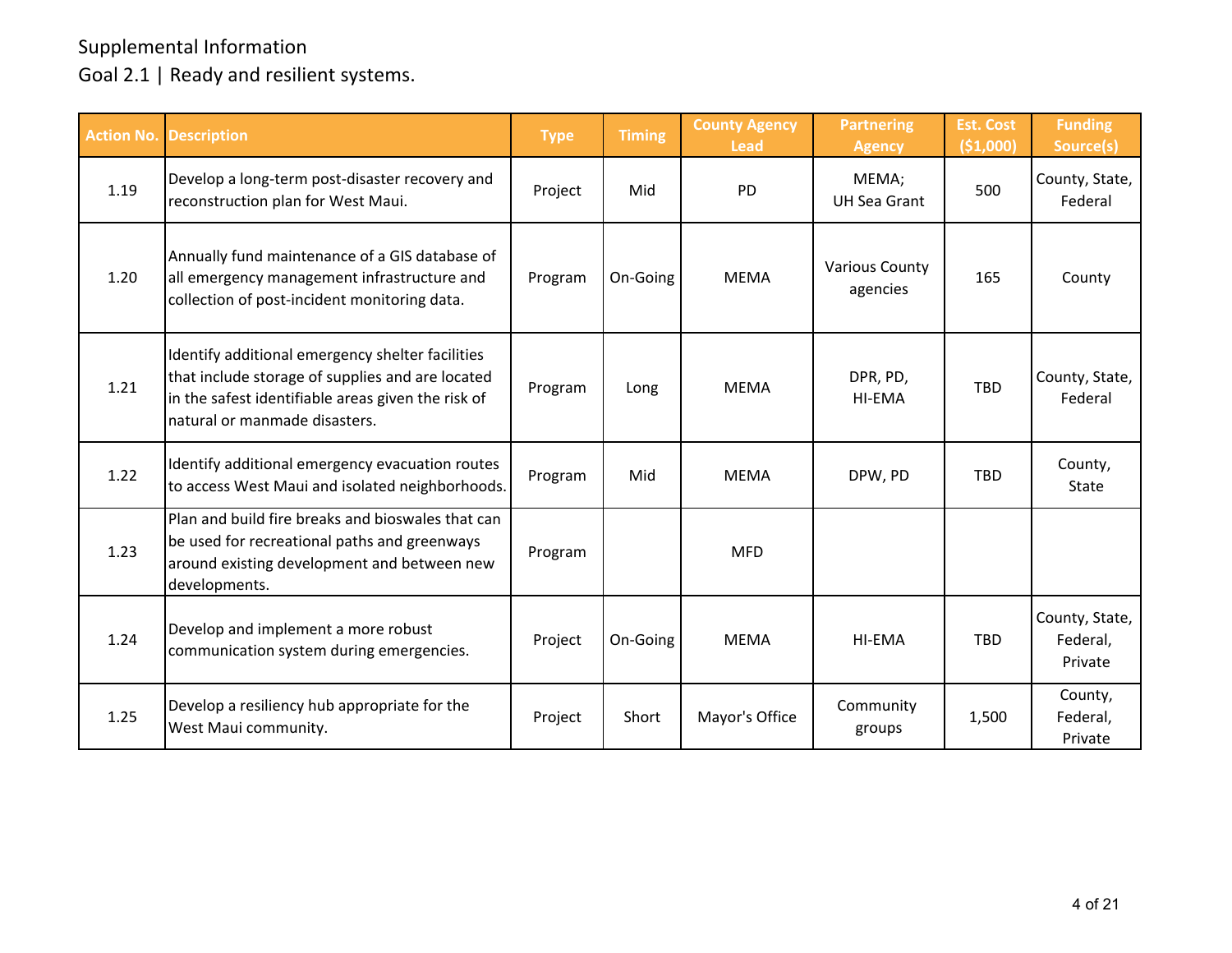Supplemental Information

Goal 2.1 | Ready and resilient systems.

| Action No. | Description | Type | Timing | County Agency Lead | Partnering Agency | Est. Cost ($1,000) | Funding Source(s) |
|---|---|---|---|---|---|---|---|
| 1.19 | Develop a long-term post-disaster recovery and reconstruction plan for West Maui. | Project | Mid | PD | MEMA; UH Sea Grant | 500 | County, State, Federal |
| 1.20 | Annually fund maintenance of a GIS database of all emergency management infrastructure and collection of post-incident monitoring data. | Program | On-Going | MEMA | Various County agencies | 165 | County |
| 1.21 | Identify additional emergency shelter facilities that include storage of supplies and are located in the safest identifiable areas given the risk of natural or manmade disasters. | Program | Long | MEMA | DPR, PD, HI-EMA | TBD | County, State, Federal |
| 1.22 | Identify additional emergency evacuation routes to access West Maui and isolated neighborhoods. | Program | Mid | MEMA | DPW, PD | TBD | County, State |
| 1.23 | Plan and build fire breaks and bioswales that can be used for recreational paths and greenways around existing development and between new developments. | Program | | MFD | | | |
| 1.24 | Develop and implement a more robust communication system during emergencies. | Project | On-Going | MEMA | HI-EMA | TBD | County, State, Federal, Private |
| 1.25 | Develop a resiliency hub appropriate for the West Maui community. | Project | Short | Mayor's Office | Community groups | 1,500 | County, Federal, Private |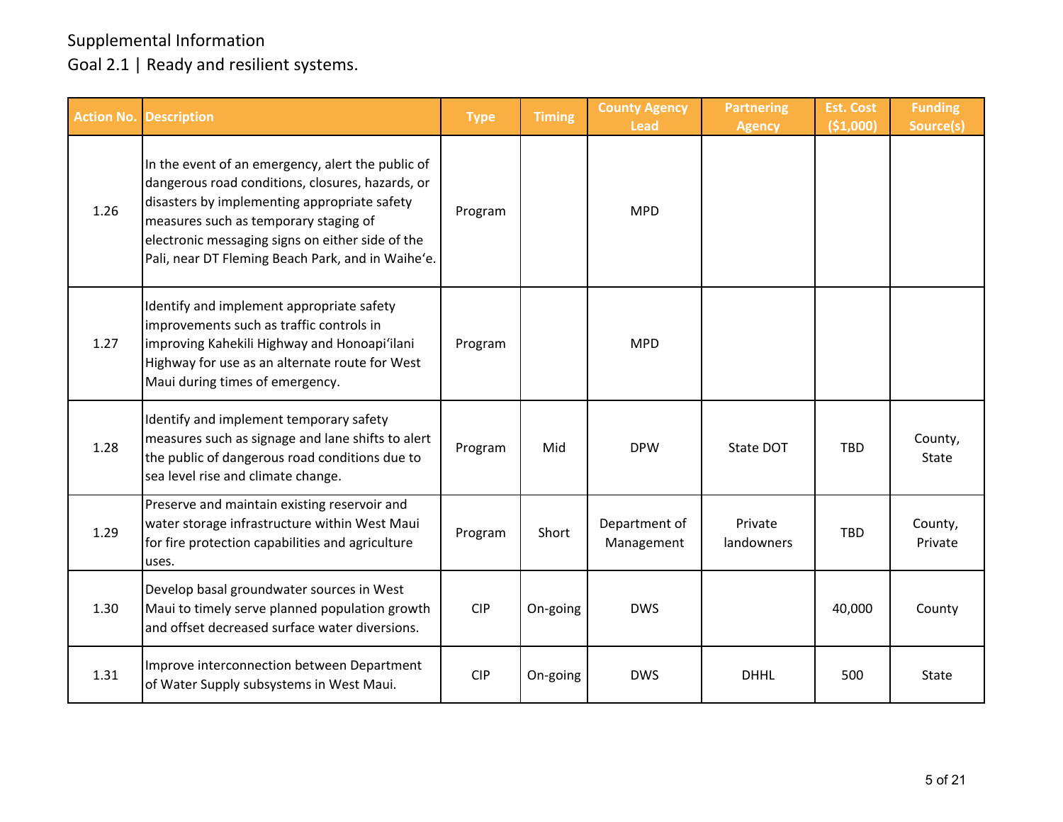Supplemental Information

Goal 2.1 | Ready and resilient systems.

| Action No. | Description | Type | Timing | County Agency Lead | Partnering Agency | Est. Cost ($1,000) | Funding Source(s) |
|---|---|---|---|---|---|---|---|
| 1.26 | In the event of an emergency, alert the public of dangerous road conditions, closures, hazards, or disasters by implementing appropriate safety measures such as temporary staging of electronic messaging signs on either side of the Pali, near DT Fleming Beach Park, and in Waiheʻe. | Program | | MPD | | | |
| 1.27 | Identify and implement appropriate safety improvements such as traffic controls in improving Kahekili Highway and Honoapiʻilani Highway for use as an alternate route for West Maui during times of emergency. | Program | | MPD | | | |
| 1.28 | Identify and implement temporary safety measures such as signage and lane shifts to alert the public of dangerous road conditions due to sea level rise and climate change. | Program | Mid | DPW | State DOT | TBD | County, State |
| 1.29 | Preserve and maintain existing reservoir and water storage infrastructure within West Maui for fire protection capabilities and agriculture uses. | Program | Short | Department of Management | Private landowners | TBD | County, Private |
| 1.30 | Develop basal groundwater sources in West Maui to timely serve planned population growth and offset decreased surface water diversions. | CIP | On-going | DWS | | 40,000 | County |
| 1.31 | Improve interconnection between Department of Water Supply subsystems in West Maui. | CIP | On-going | DWS | DHHL | 500 | State |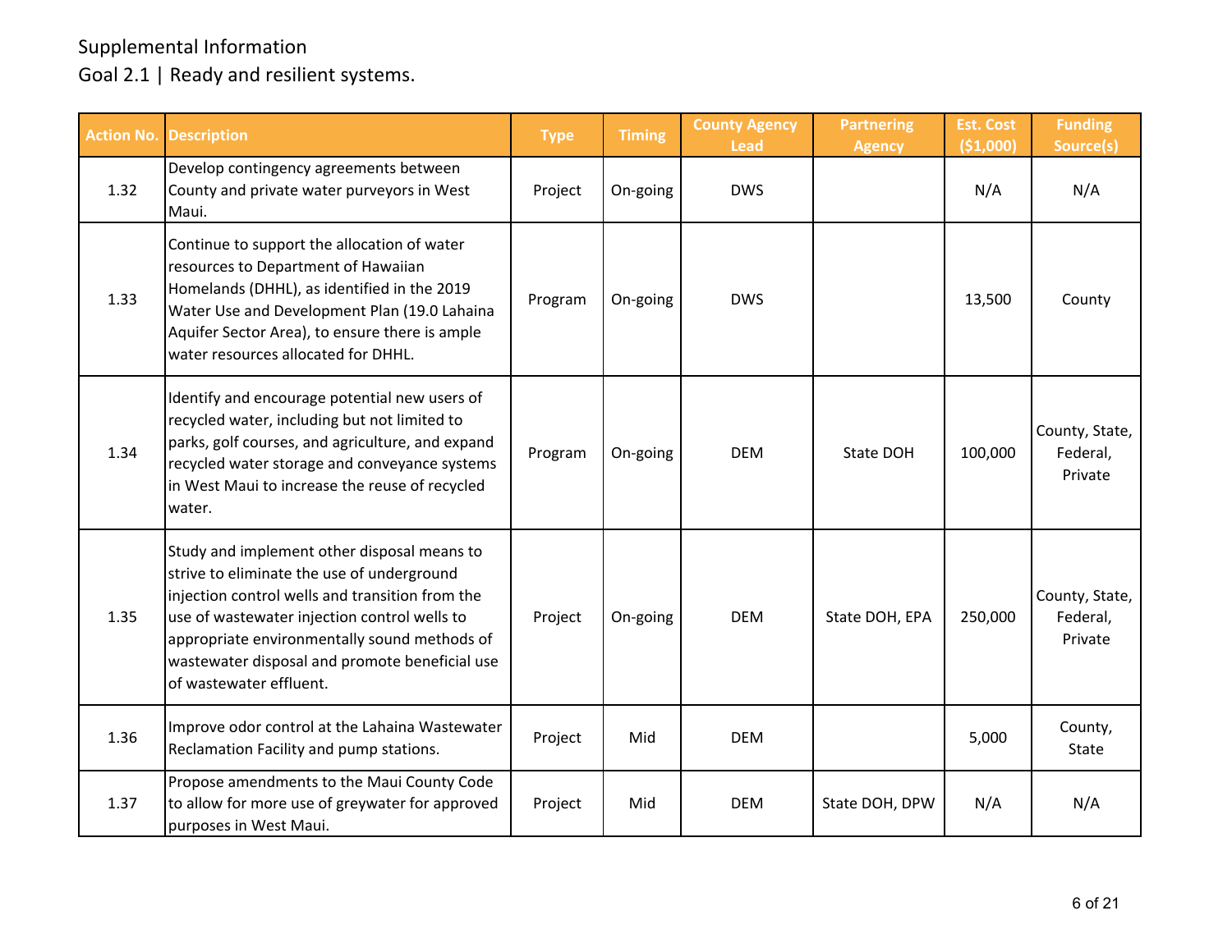Supplemental Information

Goal 2.1 | Ready and resilient systems.

| Action No. | Description | Type | Timing | County Agency Lead | Partnering Agency | Est. Cost ($1,000) | Funding Source(s) |
|---|---|---|---|---|---|---|---|
| 1.32 | Develop contingency agreements between County and private water purveyors in West Maui. | Project | On-going | DWS | | N/A | N/A |
| 1.33 | Continue to support the allocation of water resources to Department of Hawaiian Homelands (DHHL), as identified in the 2019 Water Use and Development Plan (19.0 Lahaina Aquifer Sector Area), to ensure there is ample water resources allocated for DHHL. | Program | On-going | DWS | | 13,500 | County |
| 1.34 | Identify and encourage potential new users of recycled water, including but not limited to parks, golf courses, and agriculture, and expand recycled water storage and conveyance systems in West Maui to increase the reuse of recycled water. | Program | On-going | DEM | State DOH | 100,000 | County, State, Federal, Private |
| 1.35 | Study and implement other disposal means to strive to eliminate the use of underground injection control wells and transition from the use of wastewater injection control wells to appropriate environmentally sound methods of wastewater disposal and promote beneficial use of wastewater effluent. | Project | On-going | DEM | State DOH, EPA | 250,000 | County, State, Federal, Private |
| 1.36 | Improve odor control at the Lahaina Wastewater Reclamation Facility and pump stations. | Project | Mid | DEM | | 5,000 | County, State |
| 1.37 | Propose amendments to the Maui County Code to allow for more use of greywater for approved purposes in West Maui. | Project | Mid | DEM | State DOH, DPW | N/A | N/A |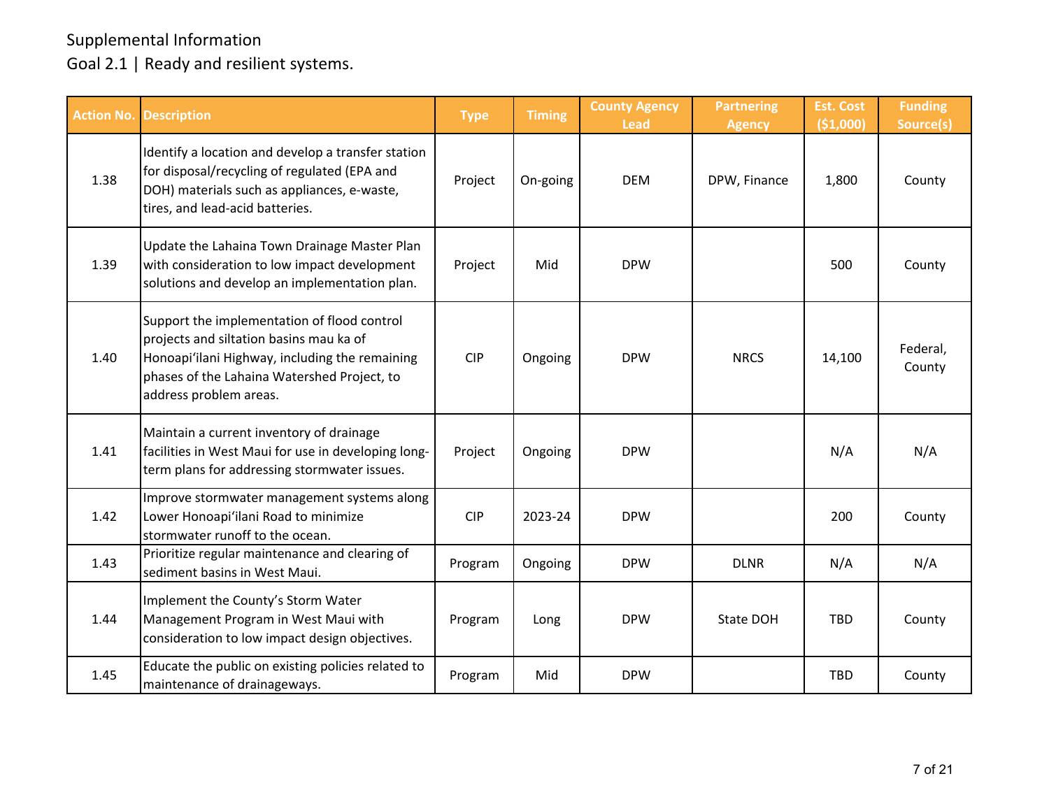Supplemental Information

Goal 2.1 | Ready and resilient systems.

| Action No. | Description | Type | Timing | County Agency Lead | Partnering Agency | Est. Cost ($1,000) | Funding Source(s) |
|---|---|---|---|---|---|---|---|
| 1.38 | Identify a location and develop a transfer station for disposal/recycling of regulated (EPA and DOH) materials such as appliances, e-waste, tires, and lead-acid batteries. | Project | On-going | DEM | DPW, Finance | 1,800 | County |
| 1.39 | Update the Lahaina Town Drainage Master Plan with consideration to low impact development solutions and develop an implementation plan. | Project | Mid | DPW | | 500 | County |
| 1.40 | Support the implementation of flood control projects and siltation basins mau ka of Honoapiʻilani Highway, including the remaining phases of the Lahaina Watershed Project, to address problem areas. | CIP | Ongoing | DPW | NRCS | 14,100 | Federal, County |
| 1.41 | Maintain a current inventory of drainage facilities in West Maui for use in developing long-term plans for addressing stormwater issues. | Project | Ongoing | DPW | | N/A | N/A |
| 1.42 | Improve stormwater management systems along Lower Honoapiʻilani Road to minimize stormwater runoff to the ocean. | CIP | 2023-24 | DPW | | 200 | County |
| 1.43 | Prioritize regular maintenance and clearing of sediment basins in West Maui. | Program | Ongoing | DPW | DLNR | N/A | N/A |
| 1.44 | Implement the County's Storm Water Management Program in West Maui with consideration to low impact design objectives. | Program | Long | DPW | State DOH | TBD | County |
| 1.45 | Educate the public on existing policies related to maintenance of drainageways. | Program | Mid | DPW | | TBD | County |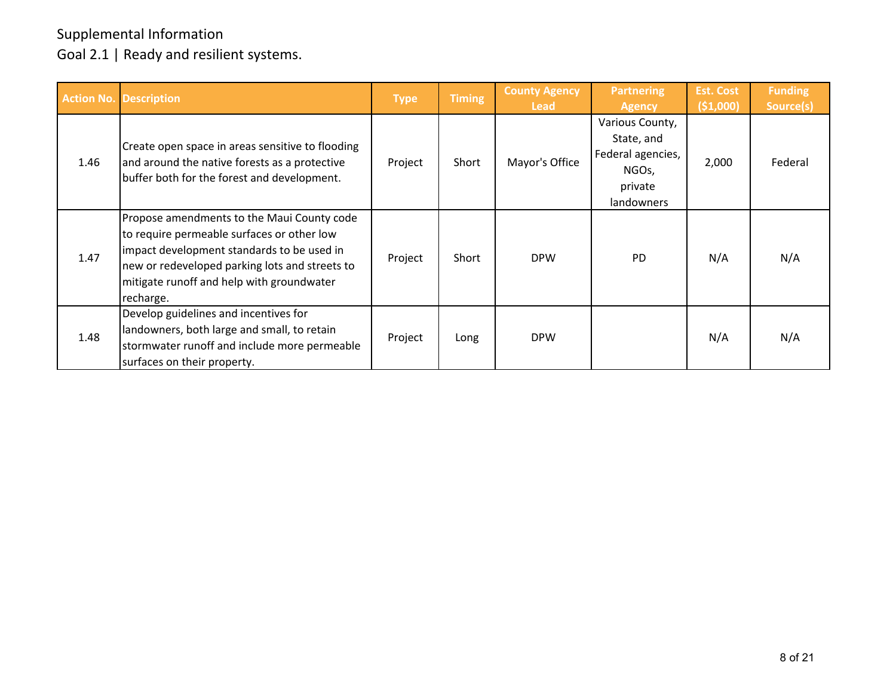Supplemental Information

Goal 2.1 | Ready and resilient systems.

| Action No. | Description | Type | Timing | County Agency Lead | Partnering Agency | Est. Cost ($1,000) | Funding Source(s) |
|---|---|---|---|---|---|---|---|
| 1.46 | Create open space in areas sensitive to flooding and around the native forests as a protective buffer both for the forest and development. | Project | Short | Mayor's Office | Various County, State, and Federal agencies, NGOs, private landowners | 2,000 | Federal |
| 1.47 | Propose amendments to the Maui County code to require permeable surfaces or other low impact development standards to be used in new or redeveloped parking lots and streets to mitigate runoff and help with groundwater recharge. | Project | Short | DPW | PD | N/A | N/A |
| 1.48 | Develop guidelines and incentives for landowners, both large and small, to retain stormwater runoff and include more permeable surfaces on their property. | Project | Long | DPW | | N/A | N/A |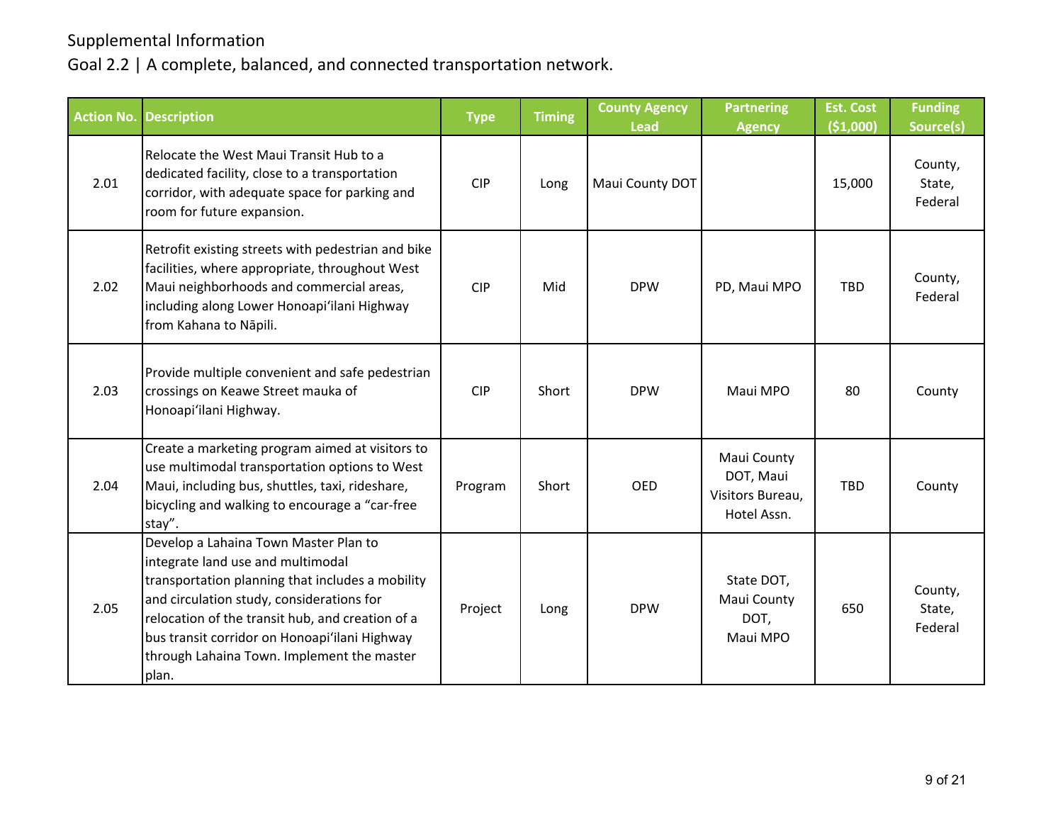Supplemental Information

## Goal 2.2 | A complete, balanced, and connected transportation network.

| Action No. | Description | Type | Timing | County Agency Lead | Partnering Agency | Est. Cost ($1,000) | Funding Source(s) |
|---|---|---|---|---|---|---|---|
| 2.01 | Relocate the West Maui Transit Hub to a dedicated facility, close to a transportation corridor, with adequate space for parking and room for future expansion. | CIP | Long | Maui County DOT | | 15,000 | County, State, Federal |
| 2.02 | Retrofit existing streets with pedestrian and bike facilities, where appropriate, throughout West Maui neighborhoods and commercial areas, including along Lower Honoapiʻilani Highway from Kahana to Nāpili. | CIP | Mid | DPW | PD, Maui MPO | TBD | County, Federal |
| 2.03 | Provide multiple convenient and safe pedestrian crossings on Keawe Street mauka of Honoapiʻilani Highway. | CIP | Short | DPW | Maui MPO | 80 | County |
| 2.04 | Create a marketing program aimed at visitors to use multimodal transportation options to West Maui, including bus, shuttles, taxi, rideshare, bicycling and walking to encourage a "car-free stay". | Program | Short | OED | Maui County DOT, Maui Visitors Bureau, Hotel Assn. | TBD | County |
| 2.05 | Develop a Lahaina Town Master Plan to integrate land use and multimodal transportation planning that includes a mobility and circulation study, considerations for relocation of the transit hub, and creation of a bus transit corridor on Honoapiʻilani Highway through Lahaina Town. Implement the master plan. | Project | Long | DPW | State DOT, Maui County DOT, Maui MPO | 650 | County, State, Federal |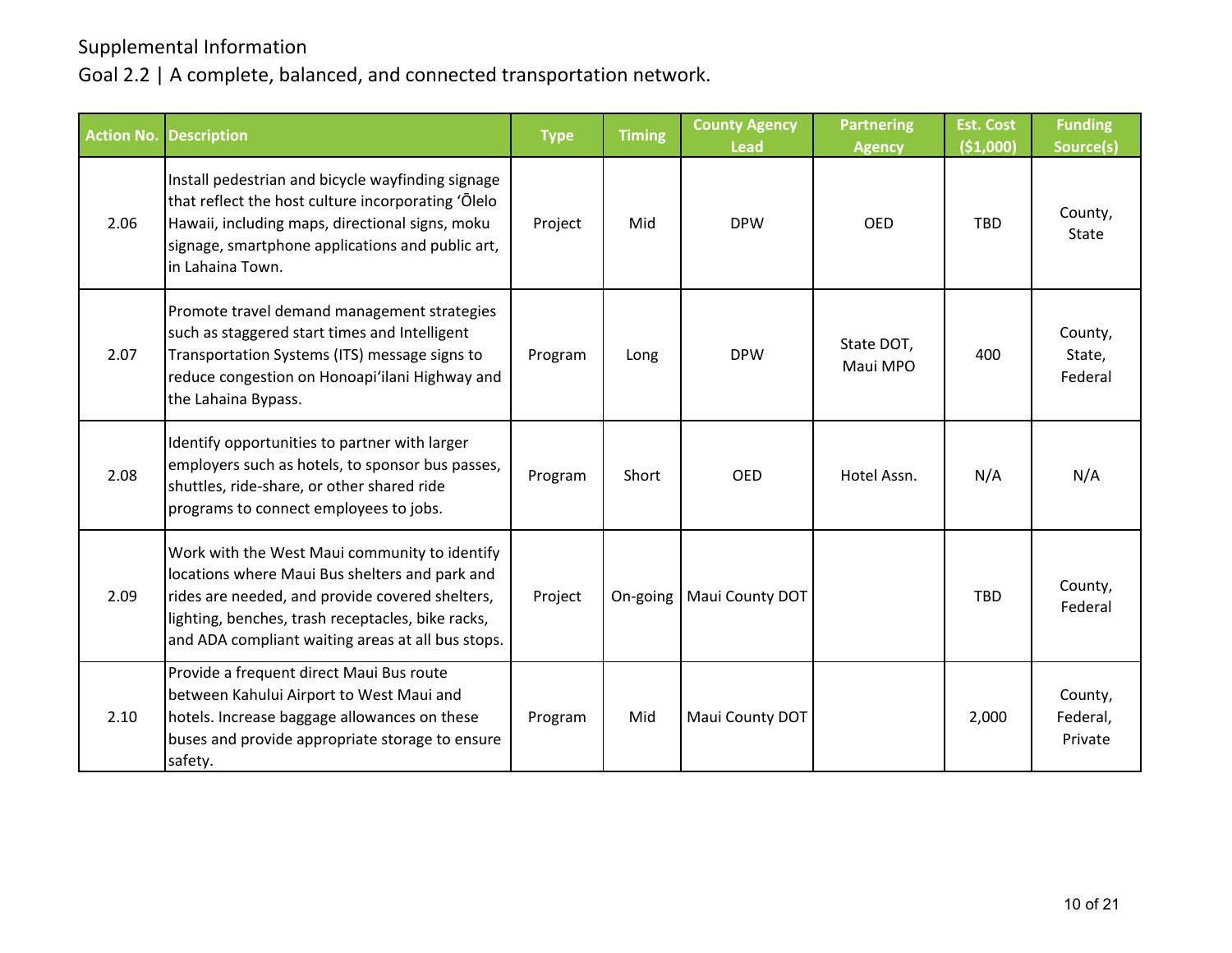Supplemental Information

Goal 2.2 | A complete, balanced, and connected transportation network.

| Action No. | Description | Type | Timing | County Agency Lead | Partnering Agency | Est. Cost ($1,000) | Funding Source(s) |
|---|---|---|---|---|---|---|---|
| 2.06 | Install pedestrian and bicycle wayfinding signage that reflect the host culture incorporating ʻŌlelo Hawaii, including maps, directional signs, moku signage, smartphone applications and public art, in Lahaina Town. | Project | Mid | DPW | OED | TBD | County, State |
| 2.07 | Promote travel demand management strategies such as staggered start times and Intelligent Transportation Systems (ITS) message signs to reduce congestion on Honoapiʻilani Highway and the Lahaina Bypass. | Program | Long | DPW | State DOT, Maui MPO | 400 | County, State, Federal |
| 2.08 | Identify opportunities to partner with larger employers such as hotels, to sponsor bus passes, shuttles, ride-share, or other shared ride programs to connect employees to jobs. | Program | Short | OED | Hotel Assn. | N/A | N/A |
| 2.09 | Work with the West Maui community to identify locations where Maui Bus shelters and park and rides are needed, and provide covered shelters, lighting, benches, trash receptacles, bike racks, and ADA compliant waiting areas at all bus stops. | Project | On-going | Maui County DOT | | TBD | County, Federal |
| 2.10 | Provide a frequent direct Maui Bus route between Kahului Airport to West Maui and hotels. Increase baggage allowances on these buses and provide appropriate storage to ensure safety. | Program | Mid | Maui County DOT | | 2,000 | County, Federal, Private |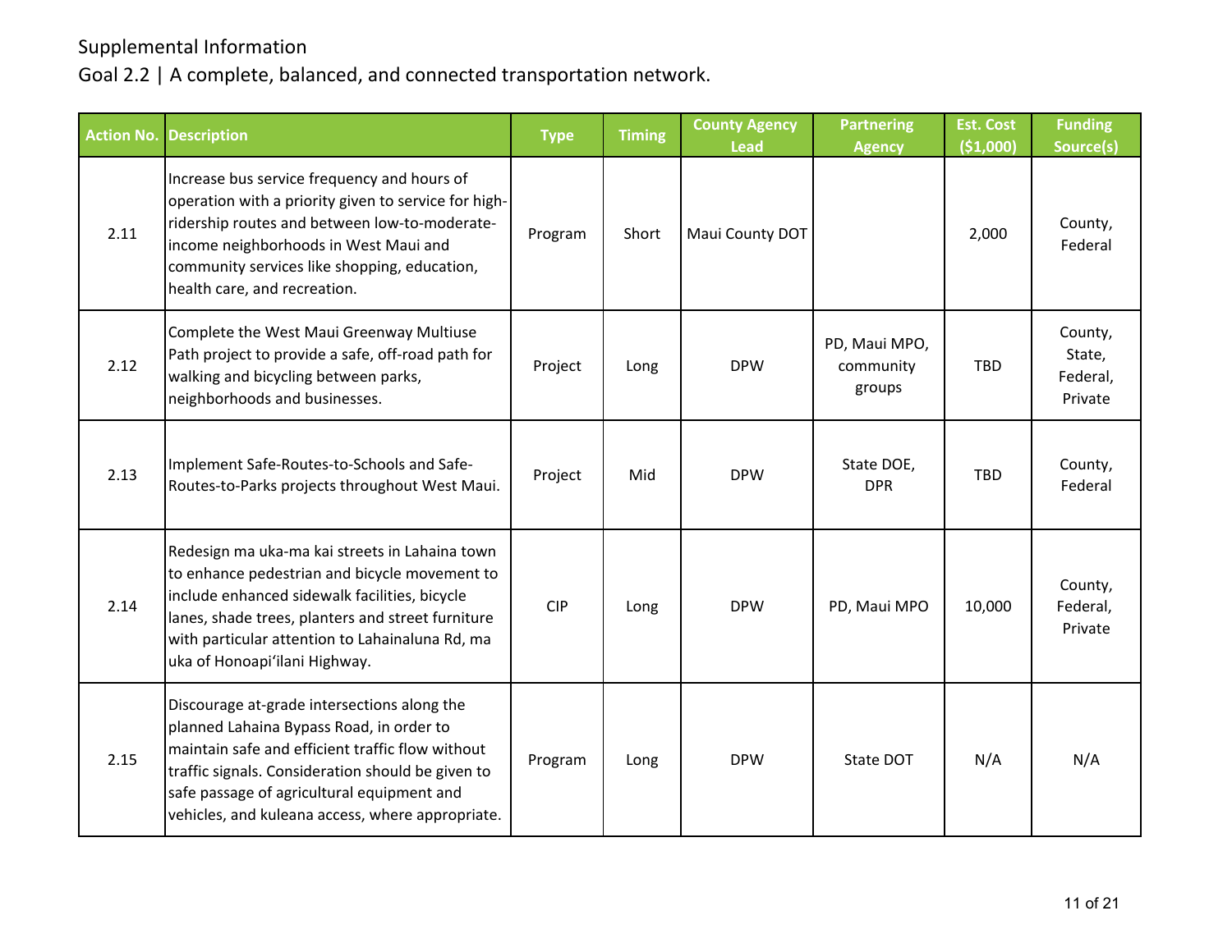Supplemental Information

Goal 2.2 | A complete, balanced, and connected transportation network.

| Action No. | Description | Type | Timing | County Agency Lead | Partnering Agency | Est. Cost ($1,000) | Funding Source(s) |
|---|---|---|---|---|---|---|---|
| 2.11 | Increase bus service frequency and hours of operation with a priority given to service for high-ridership routes and between low-to-moderate-income neighborhoods in West Maui and community services like shopping, education, health care, and recreation. | Program | Short | Maui County DOT | | 2,000 | County, Federal |
| 2.12 | Complete the West Maui Greenway Multiuse Path project to provide a safe, off-road path for walking and bicycling between parks, neighborhoods and businesses. | Project | Long | DPW | PD, Maui MPO, community groups | TBD | County, State, Federal, Private |
| 2.13 | Implement Safe-Routes-to-Schools and Safe-Routes-to-Parks projects throughout West Maui. | Project | Mid | DPW | State DOE, DPR | TBD | County, Federal |
| 2.14 | Redesign ma uka-ma kai streets in Lahaina town to enhance pedestrian and bicycle movement to include enhanced sidewalk facilities, bicycle lanes, shade trees, planters and street furniture with particular attention to Lahainaluna Rd, ma uka of Honoapiʻilani Highway. | CIP | Long | DPW | PD, Maui MPO | 10,000 | County, Federal, Private |
| 2.15 | Discourage at-grade intersections along the planned Lahaina Bypass Road, in order to maintain safe and efficient traffic flow without traffic signals. Consideration should be given to safe passage of agricultural equipment and vehicles, and kuleana access, where appropriate. | Program | Long | DPW | State DOT | N/A | N/A |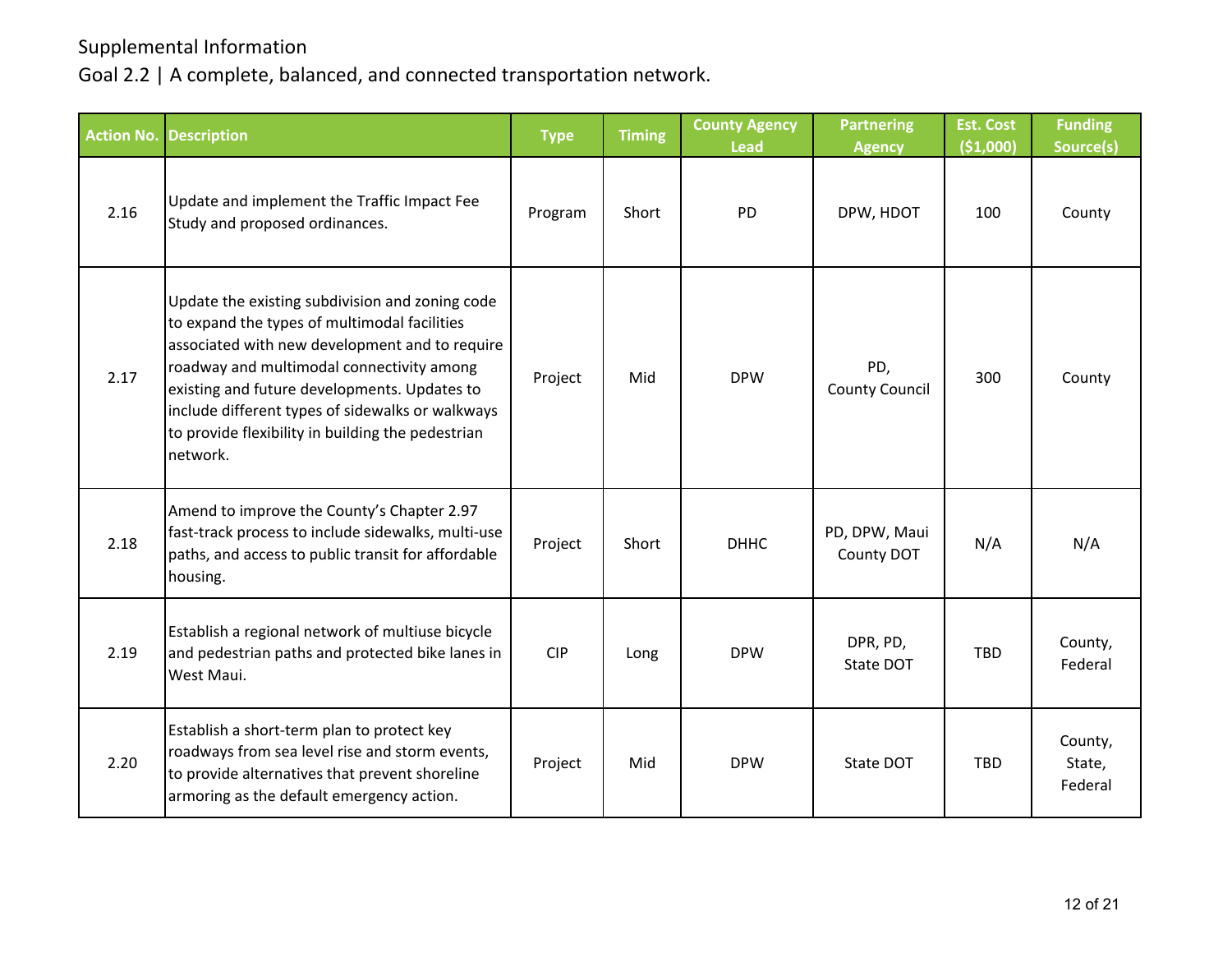Supplemental Information

Goal 2.2 | A complete, balanced, and connected transportation network.

| Action No. | Description | Type | Timing | County Agency Lead | Partnering Agency | Est. Cost ($1,000) | Funding Source(s) |
|---|---|---|---|---|---|---|---|
| 2.16 | Update and implement the Traffic Impact Fee Study and proposed ordinances. | Program | Short | PD | DPW, HDOT | 100 | County |
| 2.17 | Update the existing subdivision and zoning code to expand the types of multimodal facilities associated with new development and to require roadway and multimodal connectivity among existing and future developments. Updates to include different types of sidewalks or walkways to provide flexibility in building the pedestrian network. | Project | Mid | DPW | PD, County Council | 300 | County |
| 2.18 | Amend to improve the County's Chapter 2.97 fast-track process to include sidewalks, multi-use paths, and access to public transit for affordable housing. | Project | Short | DHHC | PD, DPW, Maui County DOT | N/A | N/A |
| 2.19 | Establish a regional network of multiuse bicycle and pedestrian paths and protected bike lanes in West Maui. | CIP | Long | DPW | DPR, PD, State DOT | TBD | County, Federal |
| 2.20 | Establish a short-term plan to protect key roadways from sea level rise and storm events, to provide alternatives that prevent shoreline armoring as the default emergency action. | Project | Mid | DPW | State DOT | TBD | County, State, Federal |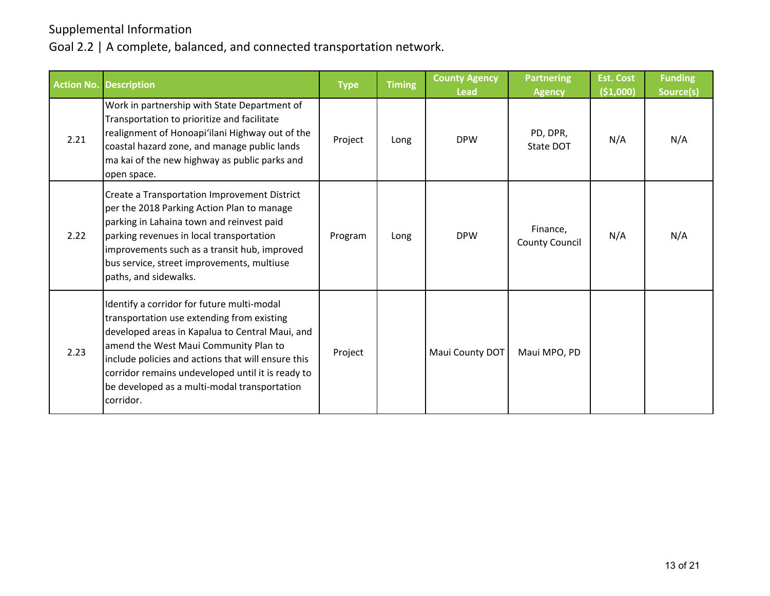Supplemental Information

## Goal 2.2 | A complete, balanced, and connected transportation network.

| Action No. | Description | Type | Timing | County Agency Lead | Partnering Agency | Est. Cost ($1,000) | Funding Source(s) |
|---|---|---|---|---|---|---|---|
| 2.21 | Work in partnership with State Department of Transportation to prioritize and facilitate realignment of Honoapiʻilani Highway out of the coastal hazard zone, and manage public lands ma kai of the new highway as public parks and open space. | Project | Long | DPW | PD, DPR, State DOT | N/A | N/A |
| 2.22 | Create a Transportation Improvement District per the 2018 Parking Action Plan to manage parking in Lahaina town and reinvest paid parking revenues in local transportation improvements such as a transit hub, improved bus service, street improvements, multiuse paths, and sidewalks. | Program | Long | DPW | Finance, County Council | N/A | N/A |
| 2.23 | Identify a corridor for future multi-modal transportation use extending from existing developed areas in Kapalua to Central Maui, and amend the West Maui Community Plan to include policies and actions that will ensure this corridor remains undeveloped until it is ready to be developed as a multi-modal transportation corridor. | Project | | Maui County DOT | Maui MPO, PD | | |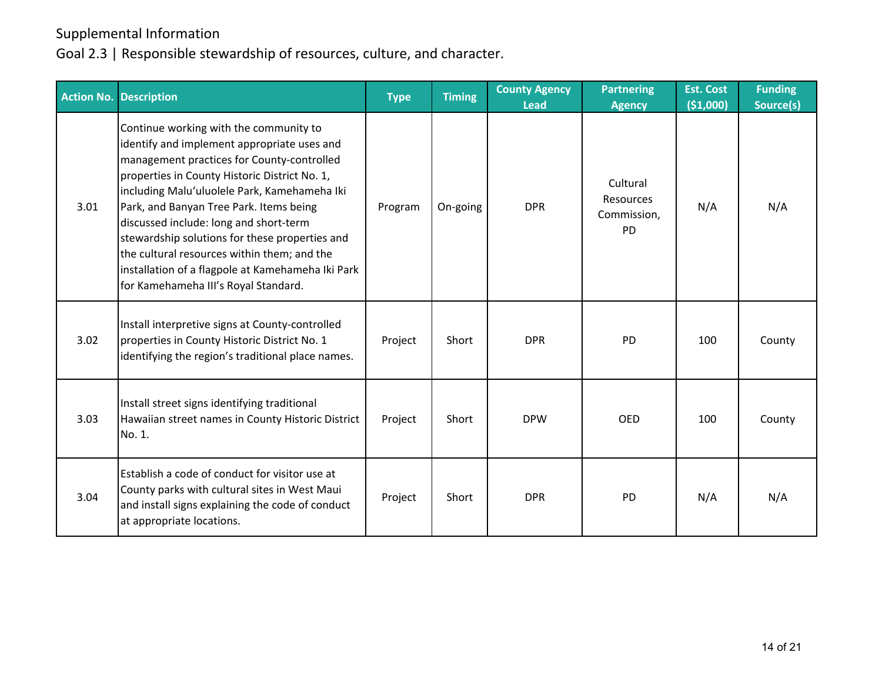Supplemental Information

Goal 2.3 | Responsible stewardship of resources, culture, and character.

| Action No. | Description | Type | Timing | County Agency Lead | Partnering Agency | Est. Cost ($1,000) | Funding Source(s) |
|---|---|---|---|---|---|---|---|
| 3.01 | Continue working with the community to identify and implement appropriate uses and management practices for County-controlled properties in County Historic District No. 1, including Maluʻuluolele Park, Kamehameha Iki Park, and Banyan Tree Park. Items being discussed include: long and short-term stewardship solutions for these properties and the cultural resources within them; and the installation of a flagpole at Kamehameha Iki Park for Kamehameha III's Royal Standard. | Program | On-going | DPR | Cultural Resources Commission, PD | N/A | N/A |
| 3.02 | Install interpretive signs at County-controlled properties in County Historic District No. 1 identifying the region's traditional place names. | Project | Short | DPR | PD | 100 | County |
| 3.03 | Install street signs identifying traditional Hawaiian street names in County Historic District No. 1. | Project | Short | DPW | OED | 100 | County |
| 3.04 | Establish a code of conduct for visitor use at County parks with cultural sites in West Maui and install signs explaining the code of conduct at appropriate locations. | Project | Short | DPR | PD | N/A | N/A |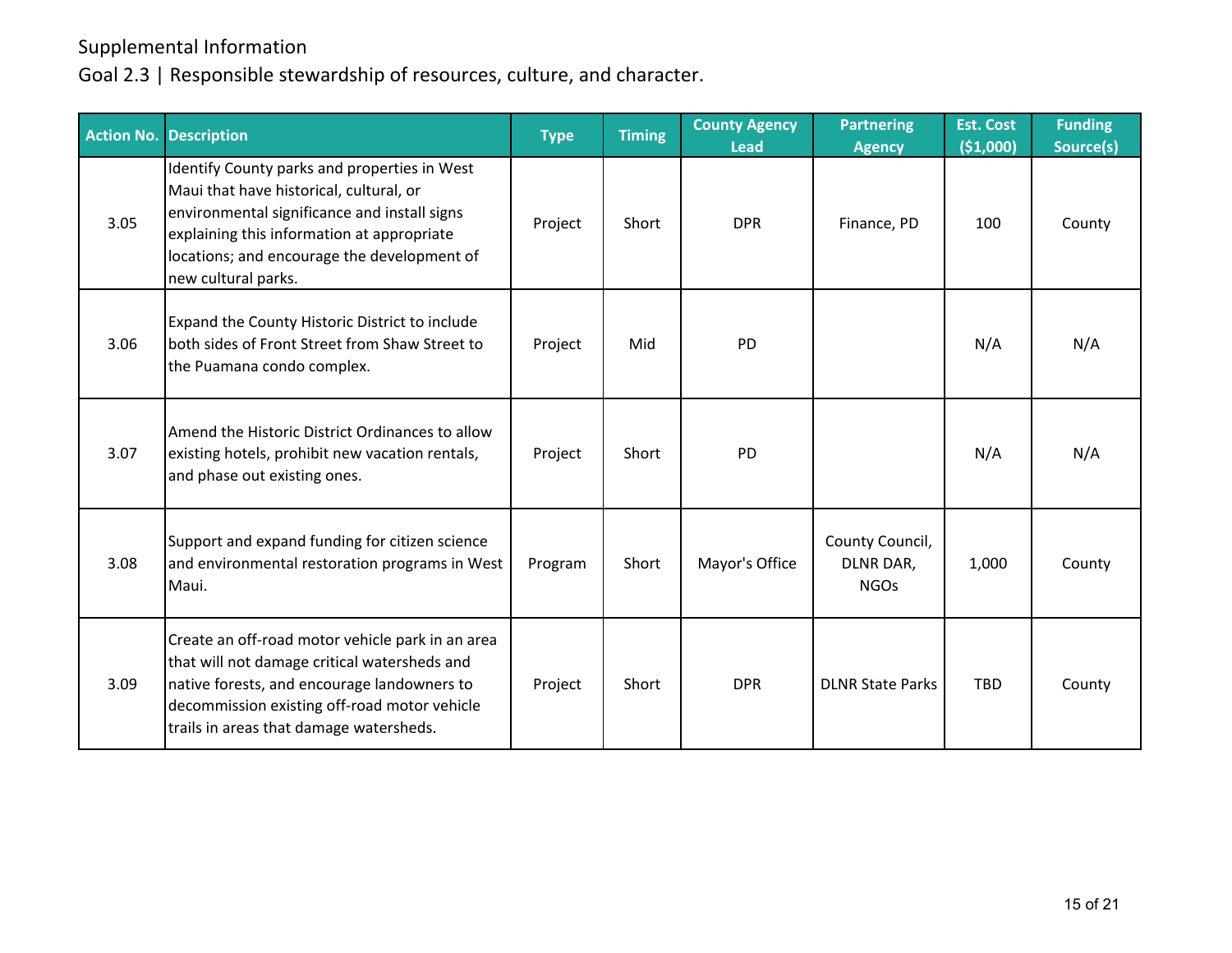Supplemental Information

Goal 2.3 | Responsible stewardship of resources, culture, and character.

| Action No. | Description | Type | Timing | County Agency Lead | Partnering Agency | Est. Cost ($1,000) | Funding Source(s) |
|---|---|---|---|---|---|---|---|
| 3.05 | Identify County parks and properties in West Maui that have historical, cultural, or environmental significance and install signs explaining this information at appropriate locations; and encourage the development of new cultural parks. | Project | Short | DPR | Finance, PD | 100 | County |
| 3.06 | Expand the County Historic District to include both sides of Front Street from Shaw Street to the Puamana condo complex. | Project | Mid | PD | | N/A | N/A |
| 3.07 | Amend the Historic District Ordinances to allow existing hotels, prohibit new vacation rentals, and phase out existing ones. | Project | Short | PD | | N/A | N/A |
| 3.08 | Support and expand funding for citizen science and environmental restoration programs in West Maui. | Program | Short | Mayor's Office | County Council, DLNR DAR, NGOs | 1,000 | County |
| 3.09 | Create an off-road motor vehicle park in an area that will not damage critical watersheds and native forests, and encourage landowners to decommission existing off-road motor vehicle trails in areas that damage watersheds. | Project | Short | DPR | DLNR State Parks | TBD | County |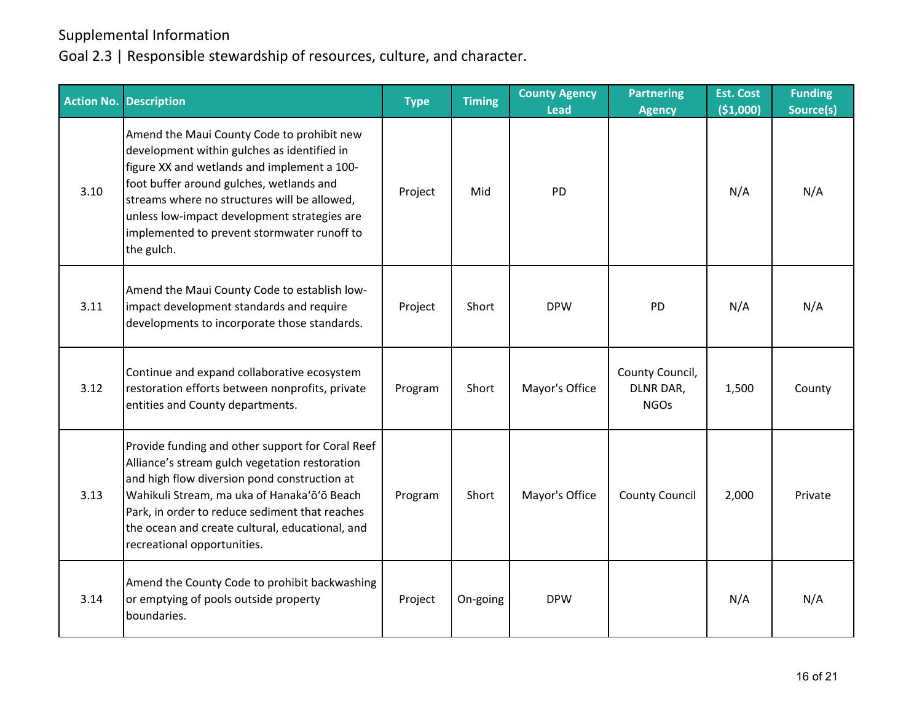Supplemental Information

Goal 2.3 | Responsible stewardship of resources, culture, and character.

| Action No. | Description | Type | Timing | County Agency Lead | Partnering Agency | Est. Cost ($1,000) | Funding Source(s) |
|---|---|---|---|---|---|---|---|
| 3.10 | Amend the Maui County Code to prohibit new development within gulches as identified in figure XX and wetlands and implement a 100-foot buffer around gulches, wetlands and streams where no structures will be allowed, unless low-impact development strategies are implemented to prevent stormwater runoff to the gulch. | Project | Mid | PD | | N/A | N/A |
| 3.11 | Amend the Maui County Code to establish low-impact development standards and require developments to incorporate those standards. | Project | Short | DPW | PD | N/A | N/A |
| 3.12 | Continue and expand collaborative ecosystem restoration efforts between nonprofits, private entities and County departments. | Program | Short | Mayor's Office | County Council, DLNR DAR, NGOs | 1,500 | County |
| 3.13 | Provide funding and other support for Coral Reef Alliance's stream gulch vegetation restoration and high flow diversion pond construction at Wahikuli Stream, ma uka of Hanakaʻōʻō Beach Park, in order to reduce sediment that reaches the ocean and create cultural, educational, and recreational opportunities. | Program | Short | Mayor's Office | County Council | 2,000 | Private |
| 3.14 | Amend the County Code to prohibit backwashing or emptying of pools outside property boundaries. | Project | On-going | DPW | | N/A | N/A |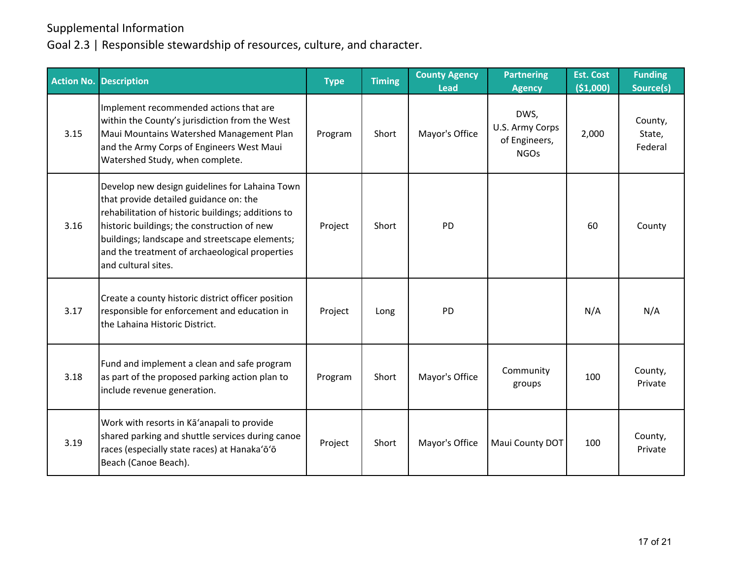Supplemental Information

Goal 2.3 | Responsible stewardship of resources, culture, and character.

| Action No. | Description | Type | Timing | County Agency Lead | Partnering Agency | Est. Cost ($1,000) | Funding Source(s) |
|---|---|---|---|---|---|---|---|
| 3.15 | Implement recommended actions that are within the County's jurisdiction from the West Maui Mountains Watershed Management Plan and the Army Corps of Engineers West Maui Watershed Study, when complete. | Program | Short | Mayor's Office | DWS, U.S. Army Corps of Engineers, NGOs | 2,000 | County, State, Federal |
| 3.16 | Develop new design guidelines for Lahaina Town that provide detailed guidance on: the rehabilitation of historic buildings; additions to historic buildings; the construction of new buildings; landscape and streetscape elements; and the treatment of archaeological properties and cultural sites. | Project | Short | PD | | 60 | County |
| 3.17 | Create a county historic district officer position responsible for enforcement and education in the Lahaina Historic District. | Project | Long | PD | | N/A | N/A |
| 3.18 | Fund and implement a clean and safe program as part of the proposed parking action plan to include revenue generation. | Program | Short | Mayor's Office | Community groups | 100 | County, Private |
| 3.19 | Work with resorts in Kāʻanapali to provide shared parking and shuttle services during canoe races (especially state races) at Hanakaʻōʻō Beach (Canoe Beach). | Project | Short | Mayor's Office | Maui County DOT | 100 | County, Private |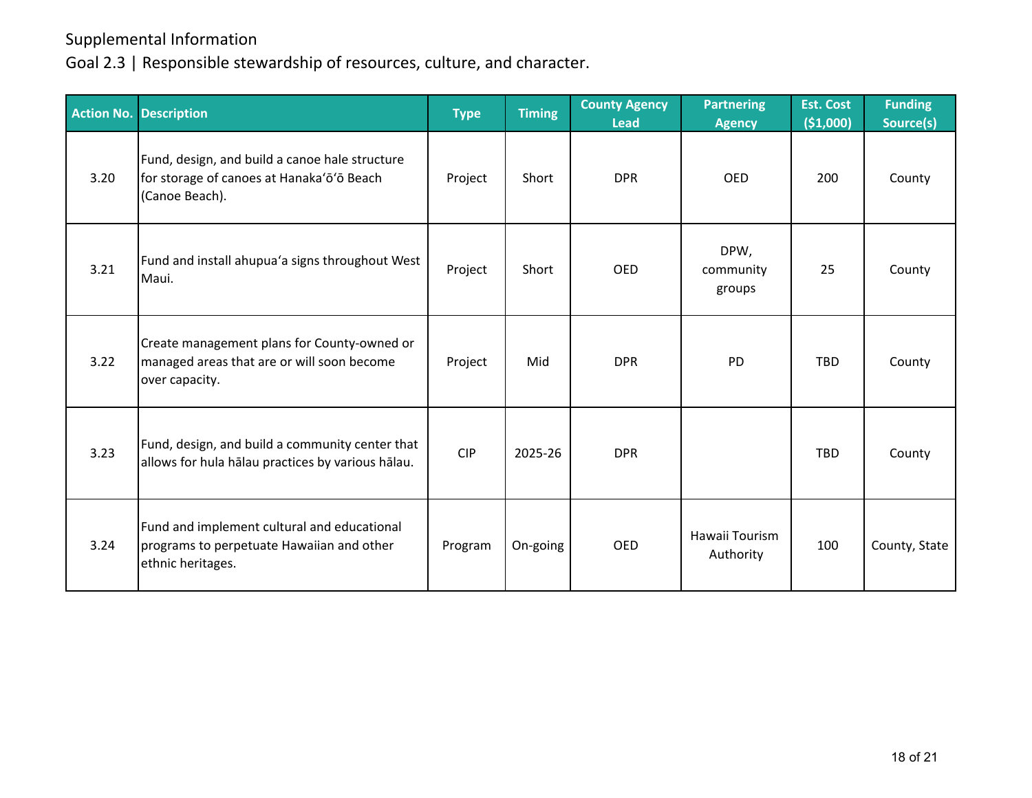Supplemental Information

Goal 2.3 | Responsible stewardship of resources, culture, and character.

| Action No. | Description | Type | Timing | County Agency Lead | Partnering Agency | Est. Cost ($1,000) | Funding Source(s) |
|---|---|---|---|---|---|---|---|
| 3.20 | Fund, design, and build a canoe hale structure for storage of canoes at Hanakaʻōʻō Beach (Canoe Beach). | Project | Short | DPR | OED | 200 | County |
| 3.21 | Fund and install ahupuaʻa signs throughout West Maui. | Project | Short | OED | DPW, community groups | 25 | County |
| 3.22 | Create management plans for County-owned or managed areas that are or will soon become over capacity. | Project | Mid | DPR | PD | TBD | County |
| 3.23 | Fund, design, and build a community center that allows for hula hālau practices by various hālau. | CIP | 2025-26 | DPR | | TBD | County |
| 3.24 | Fund and implement cultural and educational programs to perpetuate Hawaiian and other ethnic heritages. | Program | On-going | OED | Hawaii Tourism Authority | 100 | County, State |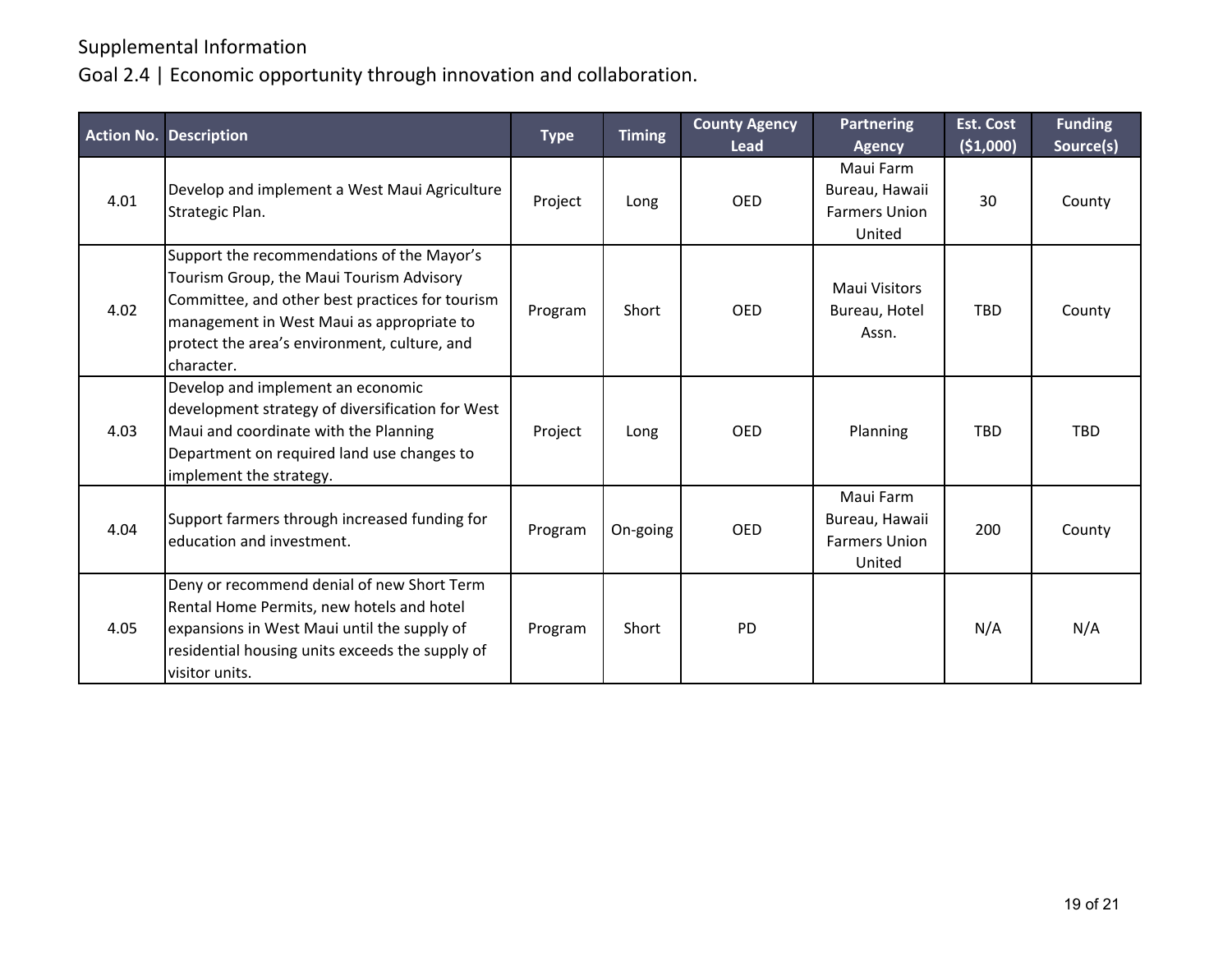Supplemental Information

## Goal 2.4 | Economic opportunity through innovation and collaboration.

| Action No. | Description | Type | Timing | County Agency Lead | Partnering Agency | Est. Cost ($1,000) | Funding Source(s) |
|---|---|---|---|---|---|---|---|
| 4.01 | Develop and implement a West Maui Agriculture Strategic Plan. | Project | Long | OED | Maui Farm Bureau, Hawaii Farmers Union United | 30 | County |
| 4.02 | Support the recommendations of the Mayor's Tourism Group, the Maui Tourism Advisory Committee, and other best practices for tourism management in West Maui as appropriate to protect the area's environment, culture, and character. | Program | Short | OED | Maui Visitors Bureau, Hotel Assn. | TBD | County |
| 4.03 | Develop and implement an economic development strategy of diversification for West Maui and coordinate with the Planning Department on required land use changes to implement the strategy. | Project | Long | OED | Planning | TBD | TBD |
| 4.04 | Support farmers through increased funding for education and investment. | Program | On-going | OED | Maui Farm Bureau, Hawaii Farmers Union United | 200 | County |
| 4.05 | Deny or recommend denial of new Short Term Rental Home Permits, new hotels and hotel expansions in West Maui until the supply of residential housing units exceeds the supply of visitor units. | Program | Short | PD | | N/A | N/A |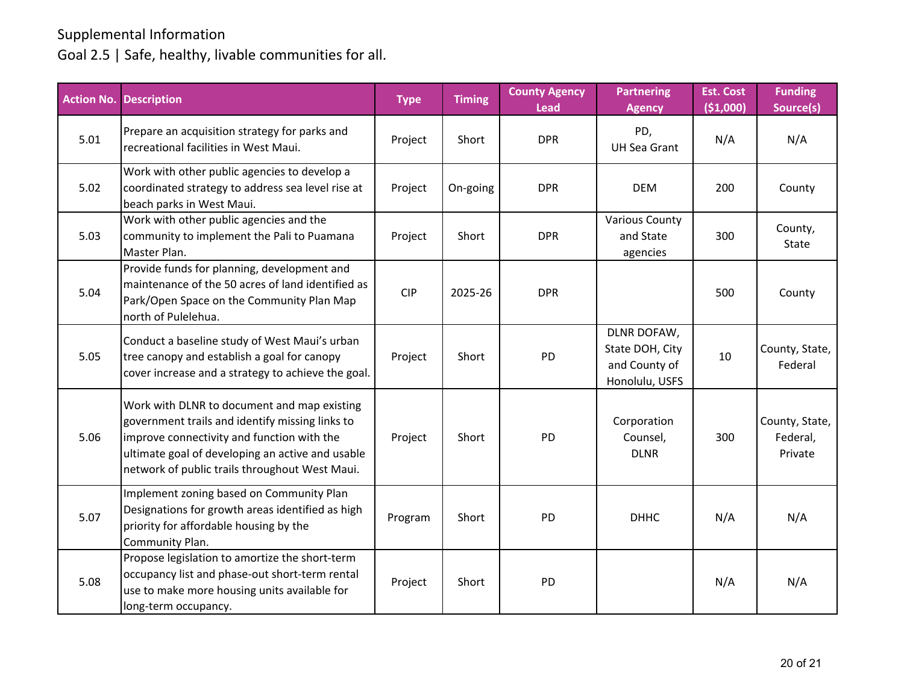Supplemental Information

Goal 2.5 | Safe, healthy, livable communities for all.

| Action No. | Description | Type | Timing | County Agency Lead | Partnering Agency | Est. Cost ($1,000) | Funding Source(s) |
|---|---|---|---|---|---|---|---|
| 5.01 | Prepare an acquisition strategy for parks and recreational facilities in West Maui. | Project | Short | DPR | PD, UH Sea Grant | N/A | N/A |
| 5.02 | Work with other public agencies to develop a coordinated strategy to address sea level rise at beach parks in West Maui. | Project | On-going | DPR | DEM | 200 | County |
| 5.03 | Work with other public agencies and the community to implement the Pali to Puamana Master Plan. | Project | Short | DPR | Various County and State agencies | 300 | County, State |
| 5.04 | Provide funds for planning, development and maintenance of the 50 acres of land identified as Park/Open Space on the Community Plan Map north of Pulelehua. | CIP | 2025-26 | DPR | | 500 | County |
| 5.05 | Conduct a baseline study of West Maui's urban tree canopy and establish a goal for canopy cover increase and a strategy to achieve the goal. | Project | Short | PD | DLNR DOFAW, State DOH, City and County of Honolulu, USFS | 10 | County, State, Federal |
| 5.06 | Work with DLNR to document and map existing government trails and identify missing links to improve connectivity and function with the ultimate goal of developing an active and usable network of public trails throughout West Maui. | Project | Short | PD | Corporation Counsel, DLNR | 300 | County, State, Federal, Private |
| 5.07 | Implement zoning based on Community Plan Designations for growth areas identified as high priority for affordable housing by the Community Plan. | Program | Short | PD | DHHC | N/A | N/A |
| 5.08 | Propose legislation to amortize the short-term occupancy list and phase-out short-term rental use to make more housing units available for long-term occupancy. | Project | Short | PD | | N/A | N/A |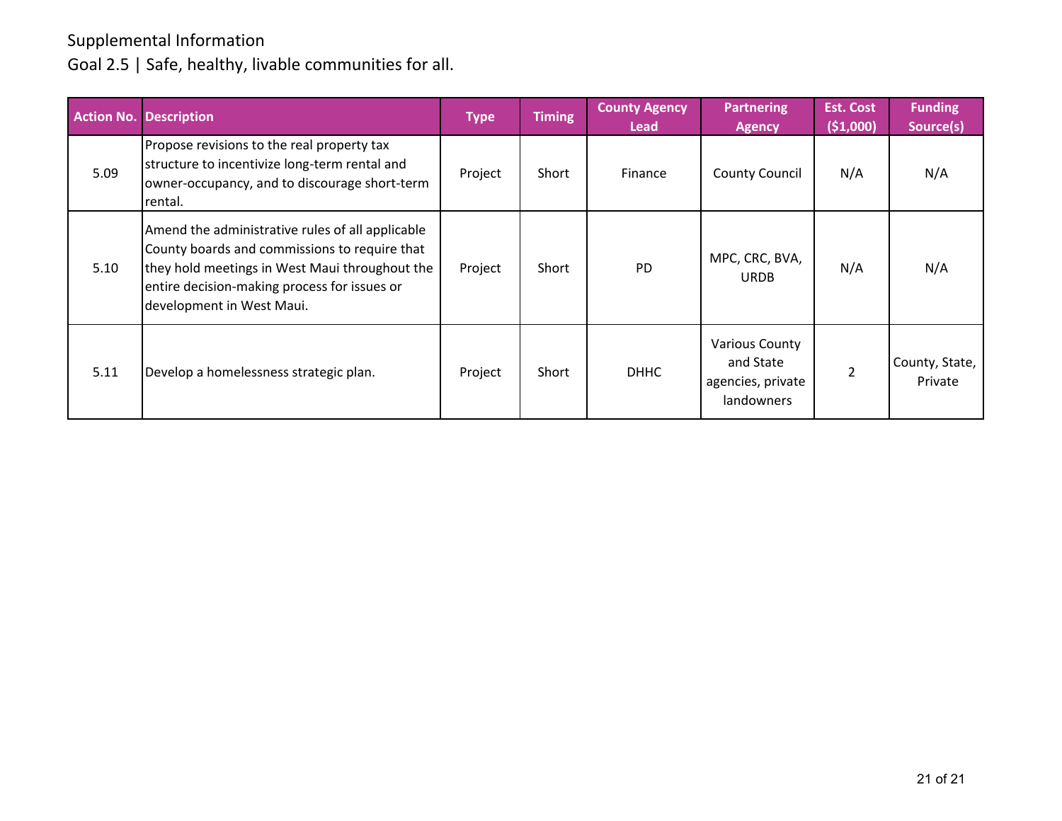Supplemental Information

Goal 2.5 | Safe, healthy, livable communities for all.

| Action No. | Description | Type | Timing | County Agency Lead | Partnering Agency | Est. Cost ($1,000) | Funding Source(s) |
|---|---|---|---|---|---|---|---|
| 5.09 | Propose revisions to the real property tax structure to incentivize long-term rental and owner-occupancy, and to discourage short-term rental. | Project | Short | Finance | County Council | N/A | N/A |
| 5.10 | Amend the administrative rules of all applicable County boards and commissions to require that they hold meetings in West Maui throughout the entire decision-making process for issues or development in West Maui. | Project | Short | PD | MPC, CRC, BVA, URDB | N/A | N/A |
| 5.11 | Develop a homelessness strategic plan. | Project | Short | DHHC | Various County and State agencies, private landowners | 2 | County, State, Private |